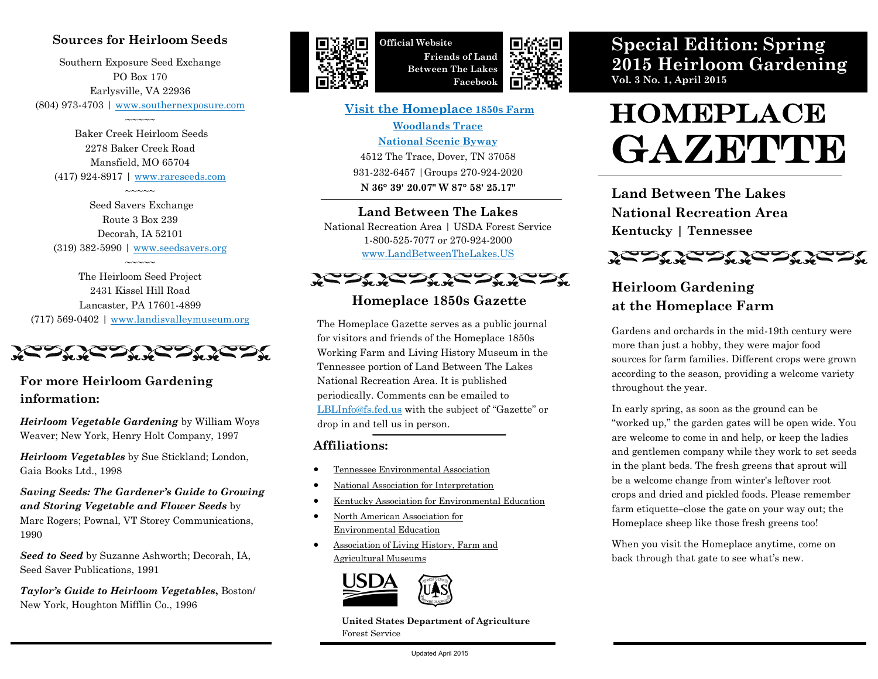# Special Edition: Spring 2015 Heirloom Gardening

**Vol. 3 No. 1, April 2015**

# HOMEPLACE GAZETTE

## Land Between The Lakes National Recreation Area

**Kentucky | Tennessee**

## Heirloom Gardening at the Homeplace Farm

Gardens and orchards in the mid-19th century were more than just a hobby, they were major food sources for farm families. Different crops were grown according to the season, providing a welcome variety throughout the year.

In early spring, as soon as the ground can be "worked up," the garden gates will be open wide. You are welcome to come in and help, or keep the ladies and gentlemen company while they work to set seeds in the plant beds. The fresh greens that sprout will be a welcome change from winter's leftover root crops and dried and pickled foods. Please remember farm etiquette–close the gate on your way out; the Homeplace sheep like those fresh greens too!

When you visit the Homeplace anytime, come on back through that gate to see what's new.

---

**Official Website**

**Friends of Land Between The Lakes Facebook**

**Visit the Homeplace 1850s Farm**

**Woodlands Trace National Scenic Byway**

4512 The Trace, Dover, TN 37058

931-232-6457 | Groups 270-924-2020

**N 36° 39' 20.07" W 87° 58' 25.17"**

## Land Between The Lakes

National Recreation Area | USDA Forest Service

1-800-525-7077 or 270-924-2000

www.LandBetweenTheLakes.US

## Homeplace 1850s Gazette

The Homeplace Gazette serves as a public journal for visitors and friends of the Homeplace 1850s Working Farm and Living History Museum in the Tennessee portion of Land Between The Lakes National Recreation Area. It is published periodically. Comments can be emailed to LBLInfo@fs.fed.us with the subject of "Gazette" or drop in and tell us in person.

### Affiliations:

- Tennessee Environmental Association
- National Association for Interpretation
- Kentucky Association for Environmental Education
- North American Association for Environmental Education
- Association of Living History, Farm and Agricultural Museums

**United States Department of Agriculture**
Forest Service

Updated April 2015

---

## Sources for Heirloom Seeds

Southern Exposure Seed Exchange
PO Box 170
Earlysville, VA 22936
(804) 973-4703 | www.southernexposure.com

~~~~~

Baker Creek Heirloom Seeds
2278 Baker Creek Road
Mansfield, MO 65704
(417) 924-8917 | www.rareseeds.com

~~~~~

Seed Savers Exchange
Route 3 Box 239
Decorah, IA 52101
(319) 382-5990 | www.seedsavers.org

~~~~~

The Heirloom Seed Project
2431 Kissel Hill Road
Lancaster, PA 17601-4899
(717) 569-0402 | www.landisvalleymuseum.org

## For more Heirloom Gardening information:

***Heirloom Vegetable Gardening*** by William Woys Weaver; New York, Henry Holt Company, 1997

***Heirloom Vegetables*** by Sue Stickland; London, Gaia Books Ltd., 1998

***Saving Seeds: The Gardener's Guide to Growing and Storing Vegetable and Flower Seeds*** by Marc Rogers; Pownal, VT Storey Communications, 1990

***Seed to Seed*** by Suzanne Ashworth; Decorah, IA, Seed Saver Publications, 1991

***Taylor's Guide to Heirloom Vegetables*****,** Boston/ New York, Houghton Mifflin Co., 1996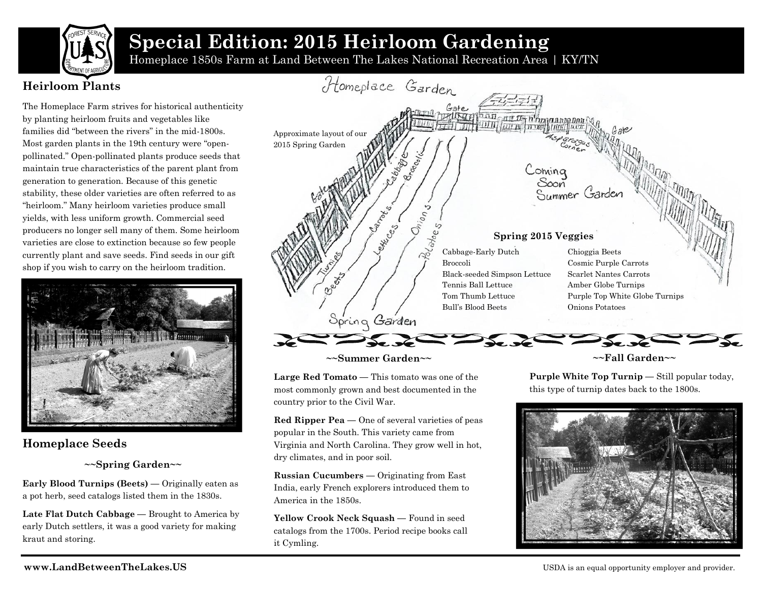# Special Edition: 2015 Heirloom Gardening

Homeplace 1850s Farm at Land Between The Lakes National Recreation Area | KY/TN

## Heirloom Plants

The Homeplace Farm strives for historical authenticity by planting heirloom fruits and vegetables like families did "between the rivers" in the mid-1800s. Most garden plants in the 19th century were "open-pollinated." Open-pollinated plants produce seeds that maintain true characteristics of the parent plant from generation to generation. Because of this genetic stability, these older varieties are often referred to as "heirloom." Many heirloom varieties produce small yields, with less uniform growth. Commercial seed producers no longer sell many of them. Some heirloom varieties are close to extinction because so few people currently plant and save seeds. Find seeds in our gift shop if you wish to carry on the heirloom tradition.

## Homeplace Seeds

### ~~Spring Garden~~

**Early Blood Turnips (Beets)** — Originally eaten as a pot herb, seed catalogs listed them in the 1830s.

**Late Flat Dutch Cabbage** — Brought to America by early Dutch settlers, it was a good variety for making kraut and storing.

Homeplace Garden

Gate

Gate

Gate

Asparagus Corner

Cabbage

Broccoli

Carrots

Lettuces

Onions

Potatoes

Turnips

Beets

Coming Soon Summer Garden

Spring Garden

Approximate layout of our 2015 Spring Garden

### Spring 2015 Veggies

- Cabbage-Early Dutch
- Broccoli
- Black-seeded Simpson Lettuce
- Tennis Ball Lettuce
- Tom Thumb Lettuce
- Bull's Blood Beets
- Chioggia Beets
- Cosmic Purple Carrots
- Scarlet Nantes Carrots
- Amber Globe Turnips
- Purple Top White Globe Turnips
- Onions Potatoes

### ~~Summer Garden~~

**Large Red Tomato** — This tomato was one of the most commonly grown and best documented in the country prior to the Civil War.

**Red Ripper Pea** — One of several varieties of peas popular in the South. This variety came from Virginia and North Carolina. They grow well in hot, dry climates, and in poor soil.

**Russian Cucumbers** — Originating from East India, early French explorers introduced them to America in the 1850s.

**Yellow Crook Neck Squash** — Found in seed catalogs from the 1700s. Period recipe books call it Cymling.

### ~~Fall Garden~~

**Purple White Top Turnip** — Still popular today, this type of turnip dates back to the 1800s.

**www.LandBetweenTheLakes.US**

USDA is an equal opportunity employer and provider.